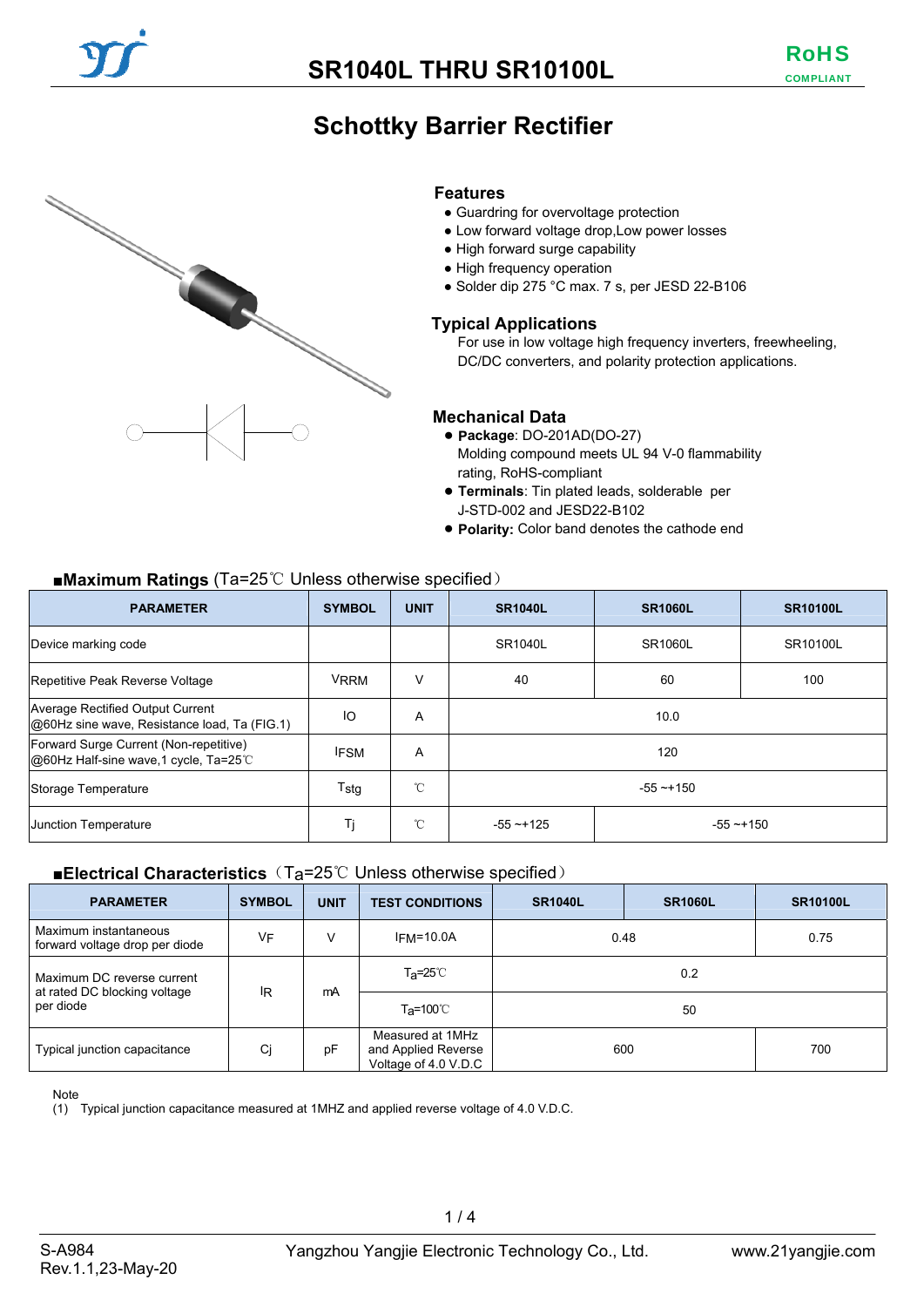# SR1040L THRU SR10100L

RoHS COMPLIANT

## Schottky Barrier Rectifier

### Features

- Guardring for overvoltage protection
- Low forward voltage drop,Low power losses
- High forward surge capability
- High frequency operation
- Solder dip 275 °C max. 7 s, per JESD 22-B106

### Typical Applications

For use in low voltage high frequency inverters, freewheeling, DC/DC converters, and polarity protection applications.

### Mechanical Data

- **Package**: DO-201AD(DO-27)
  Molding compound meets UL 94 V-0 flammability rating, RoHS-compliant
- **Terminals**: Tin plated leads, solderable per J-STD-002 and JESD22-B102
- **Polarity:** Color band denotes the cathode end

### ■Maximum Ratings (Ta=25℃ Unless otherwise specified)

| PARAMETER | SYMBOL | UNIT | SR1040L | SR1060L | SR10100L |
|---|---|---|---|---|---|
| Device marking code | | | SR1040L | SR1060L | SR10100L |
| Repetitive Peak Reverse Voltage | $V_{RRM}$ | V | 40 | 60 | 100 |
| Average Rectified Output Current @60Hz sine wave, Resistance load, Ta (FIG.1) | IO | A | 10.0 | | |
| Forward Surge Current (Non-repetitive) @60Hz Half-sine wave,1 cycle, Ta=25℃ | $I_{FSM}$ | A | 120 | | |
| Storage Temperature | $T_{stg}$ | ℃ | -55 ~+150 | | |
| Junction Temperature | $T_j$ | ℃ | -55 ~+125 | -55 ~+150 | |

### ■Electrical Characteristics (Ta=25℃ Unless otherwise specified)

| PARAMETER | SYMBOL | UNIT | TEST CONDITIONS | SR1040L | SR1060L | SR10100L |
|---|---|---|---|---|---|---|
| Maximum instantaneous forward voltage drop per diode | $V_F$ | V | $I_{FM}$=10.0A | 0.48 | | 0.75 |
| Maximum DC reverse current at rated DC blocking voltage per diode | $I_R$ | mA | $T_a$=25℃ | 0.2 | | |
| | | | $T_a$=100℃ | 50 | | |
| Typical junction capacitance | Cj | pF | Measured at 1MHz and Applied Reverse Voltage of 4.0 V.D.C | 600 | | 700 |

Note
(1) Typical junction capacitance measured at 1MHZ and applied reverse voltage of 4.0 V.D.C.

S-A984
Rev.1.1,23-May-20

Yangzhou Yangjie Electronic Technology Co., Ltd.

www.21yangjie.com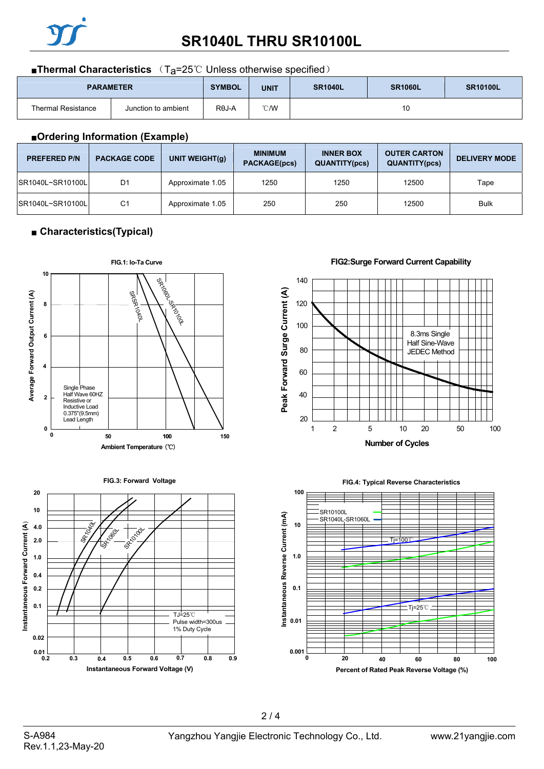## ■Thermal Characteristics （$T_a$=25℃ Unless otherwise specified）

| PARAMETER | | SYMBOL | UNIT | SR1040L | SR1060L | SR10100L |
|---|---|---|---|---|---|---|
| Thermal Resistance | Junction to ambient | RθJ-A | ℃/W | 10 | | |

## ■Ordering Information (Example)

| PREFERED P/N | PACKAGE CODE | UNIT WEIGHT(g) | MINIMUM PACKAGE(pcs) | INNER BOX QUANTITY(pcs) | OUTER CARTON QUANTITY(pcs) | DELIVERY MODE |
|---|---|---|---|---|---|---|
| SR1040L~SR10100L | D1 | Approximate 1.05 | 1250 | 1250 | 12500 | Tape |
| SR1040L~SR10100L | C1 | Approximate 1.05 | 250 | 250 | 12500 | Bulk |

## ■ Characteristics(Typical)

FIG.1: Io-Ta Curve

FIG2:Surge Forward Current Capability

FIG.3: Forward Voltage

FIG.4: Typical Reverse Characteristics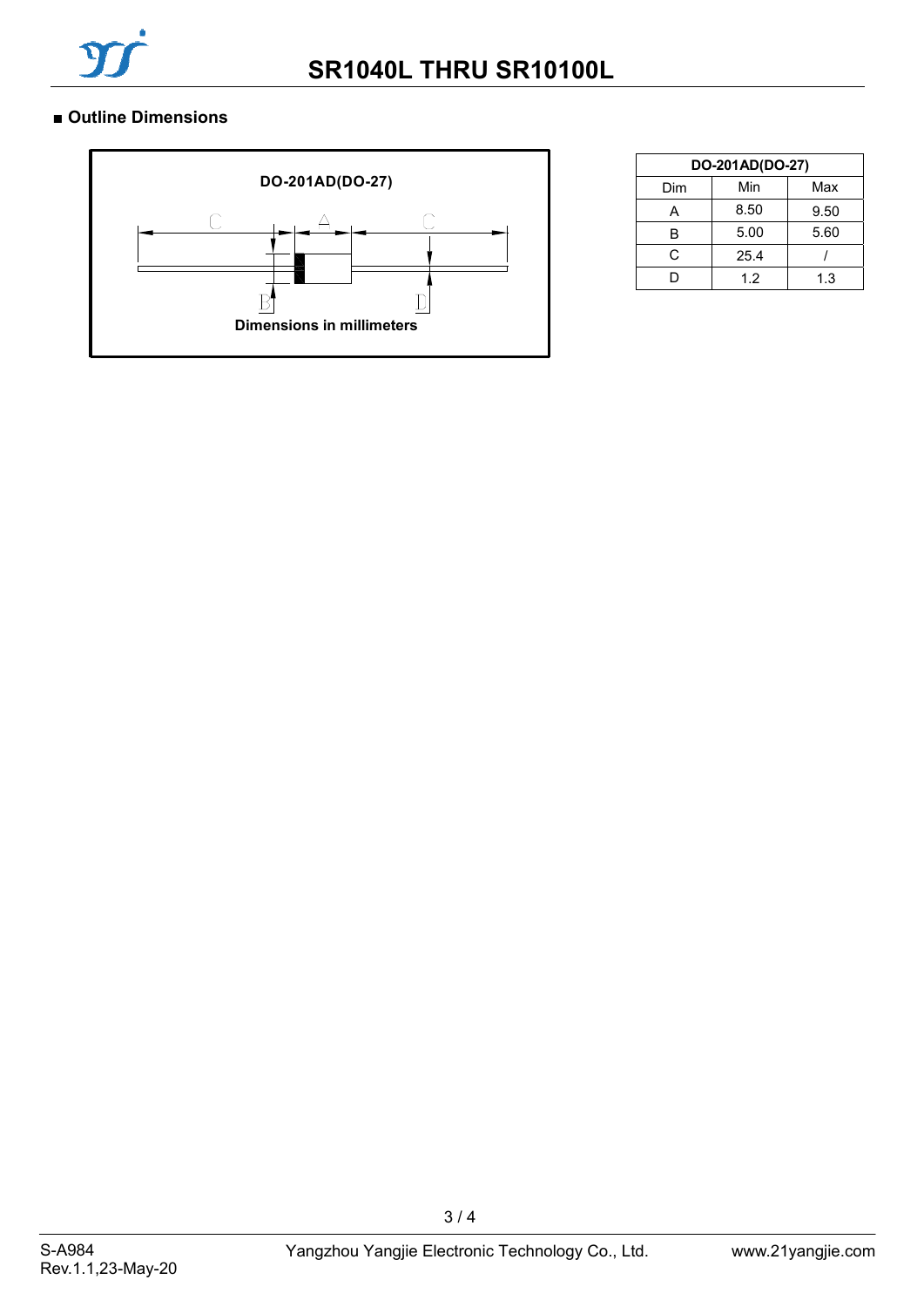## ■ Outline Dimensions

DO-201AD(DO-27)

Dimensions in millimeters

| DO-201AD(DO-27) | | |
|---|---|---|
| Dim | Min | Max |
| A | 8.50 | 9.50 |
| B | 5.00 | 5.60 |
| C | 25.4 | / |
| D | 1.2 | 1.3 |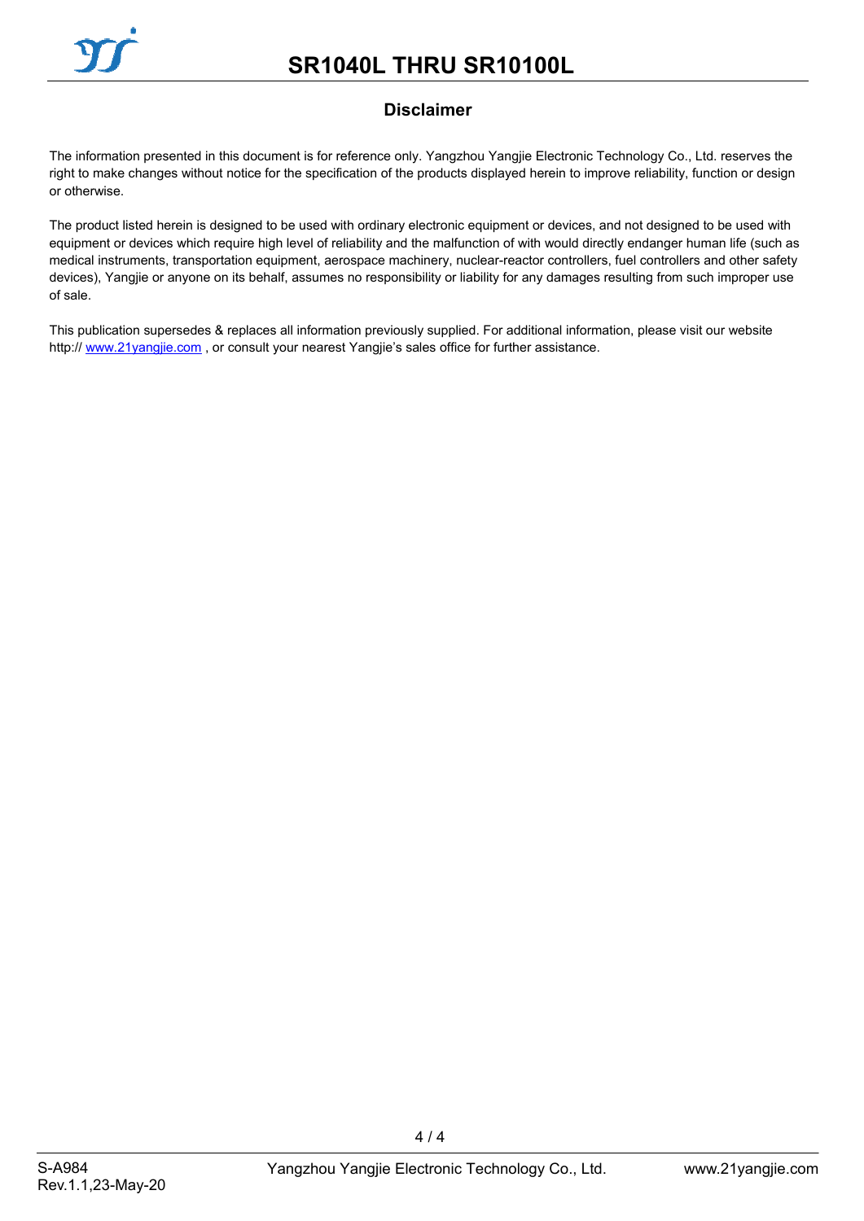## Disclaimer

The information presented in this document is for reference only. Yangzhou Yangjie Electronic Technology Co., Ltd. reserves the right to make changes without notice for the specification of the products displayed herein to improve reliability, function or design or otherwise.

The product listed herein is designed to be used with ordinary electronic equipment or devices, and not designed to be used with equipment or devices which require high level of reliability and the malfunction of with would directly endanger human life (such as medical instruments, transportation equipment, aerospace machinery, nuclear-reactor controllers, fuel controllers and other safety devices), Yangjie or anyone on its behalf, assumes no responsibility or liability for any damages resulting from such improper use of sale.

This publication supersedes & replaces all information previously supplied. For additional information, please visit our website http:// www.21yangjie.com , or consult your nearest Yangjie's sales office for further assistance.